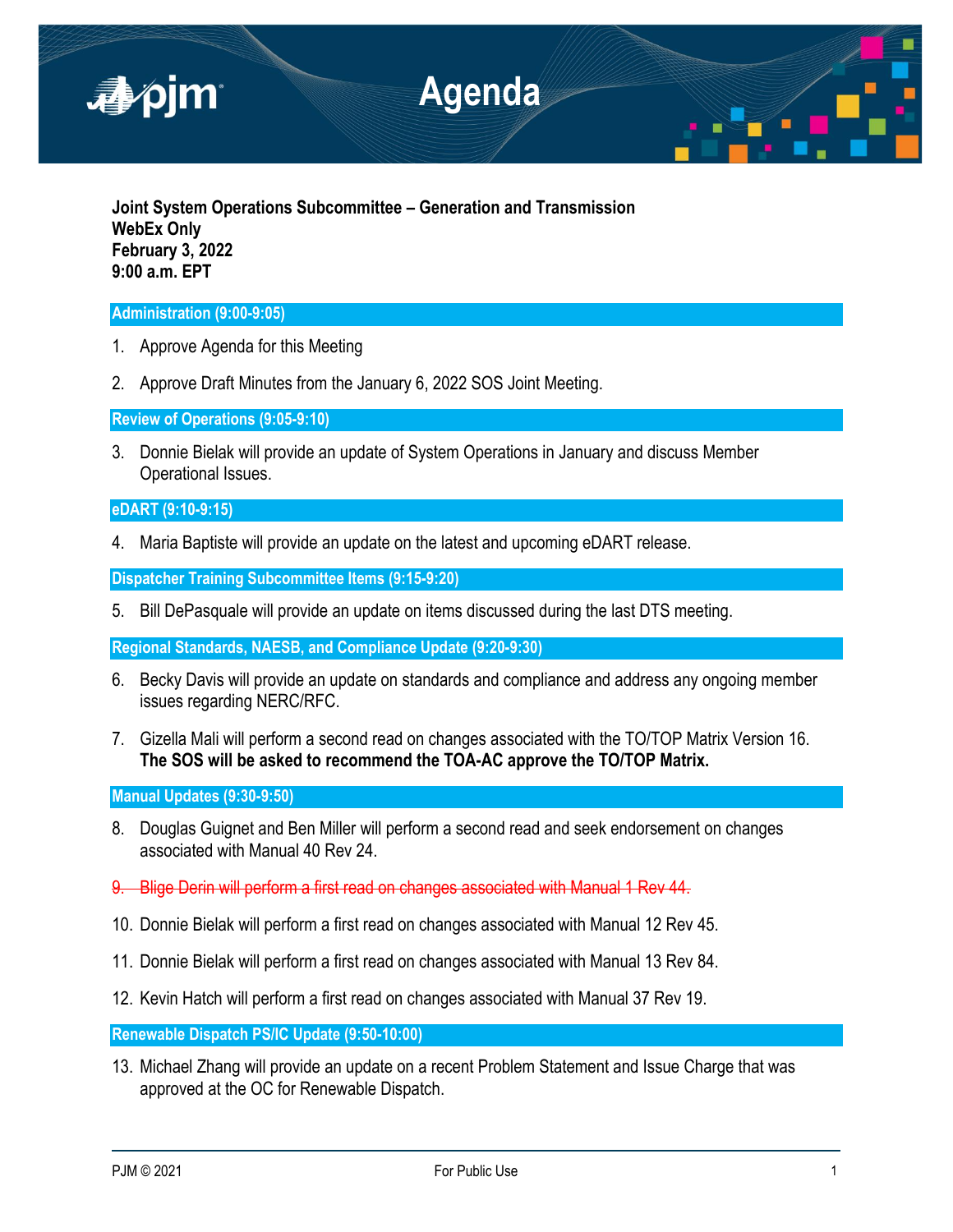# Agenda

**Joint System Operations Subcommittee – Generation and Transmission**
**WebEx Only**
**February 3, 2022**
**9:00 a.m. EPT**

## Administration (9:00-9:05)

1. Approve Agenda for this Meeting

2. Approve Draft Minutes from the January 6, 2022 SOS Joint Meeting.

## Review of Operations (9:05-9:10)

3. Donnie Bielak will provide an update of System Operations in January and discuss Member Operational Issues.

## eDART (9:10-9:15)

4. Maria Baptiste will provide an update on the latest and upcoming eDART release.

## Dispatcher Training Subcommittee Items (9:15-9:20)

5. Bill DePasquale will provide an update on items discussed during the last DTS meeting.

## Regional Standards, NAESB, and Compliance Update (9:20-9:30)

6. Becky Davis will provide an update on standards and compliance and address any ongoing member issues regarding NERC/RFC.

7. Gizella Mali will perform a second read on changes associated with the TO/TOP Matrix Version 16. **The SOS will be asked to recommend the TOA-AC approve the TO/TOP Matrix.**

## Manual Updates (9:30-9:50)

8. Douglas Guignet and Ben Miller will perform a second read and seek endorsement on changes associated with Manual 40 Rev 24.

9. ~~Blige Derin will perform a first read on changes associated with Manual 1 Rev 44.~~

10. Donnie Bielak will perform a first read on changes associated with Manual 12 Rev 45.

11. Donnie Bielak will perform a first read on changes associated with Manual 13 Rev 84.

12. Kevin Hatch will perform a first read on changes associated with Manual 37 Rev 19.

## Renewable Dispatch PS/IC Update (9:50-10:00)

13. Michael Zhang will provide an update on a recent Problem Statement and Issue Charge that was approved at the OC for Renewable Dispatch.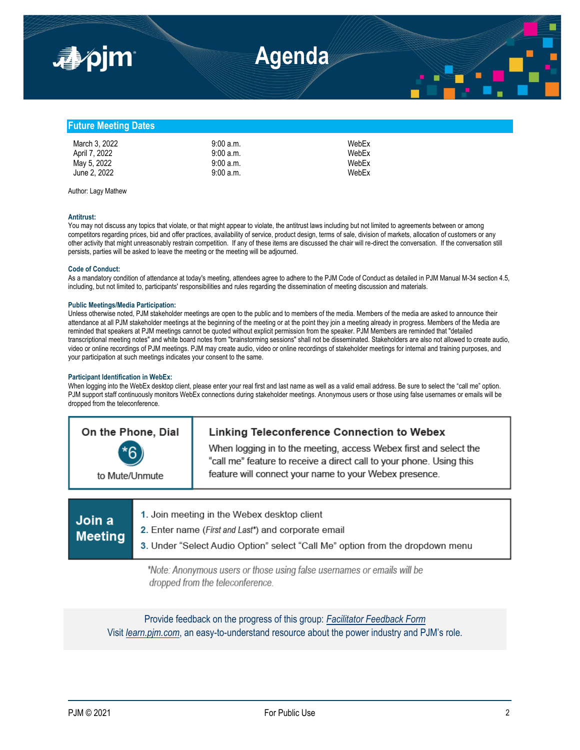# Agenda

## Future Meeting Dates

| | | |
|---|---|---|
| March 3, 2022 | 9:00 a.m. | WebEx |
| April 7, 2022 | 9:00 a.m. | WebEx |
| May 5, 2022 | 9:00 a.m. | WebEx |
| June 2, 2022 | 9:00 a.m. | WebEx |

Author: Lagy Mathew

**Antitrust:**
You may not discuss any topics that violate, or that might appear to violate, the antitrust laws including but not limited to agreements between or among competitors regarding prices, bid and offer practices, availability of service, product design, terms of sale, division of markets, allocation of customers or any other activity that might unreasonably restrain competition. If any of these items are discussed the chair will re-direct the conversation. If the conversation still persists, parties will be asked to leave the meeting or the meeting will be adjourned.

**Code of Conduct:**
As a mandatory condition of attendance at today's meeting, attendees agree to adhere to the PJM Code of Conduct as detailed in PJM Manual M-34 section 4.5, including, but not limited to, participants' responsibilities and rules regarding the dissemination of meeting discussion and materials.

**Public Meetings/Media Participation:**
Unless otherwise noted, PJM stakeholder meetings are open to the public and to members of the media. Members of the media are asked to announce their attendance at all PJM stakeholder meetings at the beginning of the meeting or at the point they join a meeting already in progress. Members of the Media are reminded that speakers at PJM meetings cannot be quoted without explicit permission from the speaker. PJM Members are reminded that "detailed transcriptional meeting notes" and white board notes from "brainstorming sessions" shall not be disseminated. Stakeholders are also not allowed to create audio, video or online recordings of PJM meetings. PJM may create audio, video or online recordings of stakeholder meetings for internal and training purposes, and your participation at such meetings indicates your consent to the same.

**Participant Identification in WebEx:**
When logging into the WebEx desktop client, please enter your real first and last name as well as a valid email address. Be sure to select the "call me" option. PJM support staff continuously monitors WebEx connections during stakeholder meetings. Anonymous users or those using false usernames or emails will be dropped from the teleconference.

**On the Phone, Dial *6 to Mute/Unmute**

**Linking Teleconference Connection to Webex**
When logging in to the meeting, access Webex first and select the "call me" feature to receive a direct call to your phone. Using this feature will connect your name to your Webex presence.

**Join a Meeting**

1. Join meeting in the Webex desktop client
2. Enter name (*First and Last*\*) and corporate email
3. Under "Select Audio Option" select "Call Me" option from the dropdown menu

*\*Note: Anonymous users or those using false usernames or emails will be dropped from the teleconference.*

Provide feedback on the progress of this group: *Facilitator Feedback Form*
Visit *learn.pjm.com*, an easy-to-understand resource about the power industry and PJM's role.

PJM © 2021 For Public Use